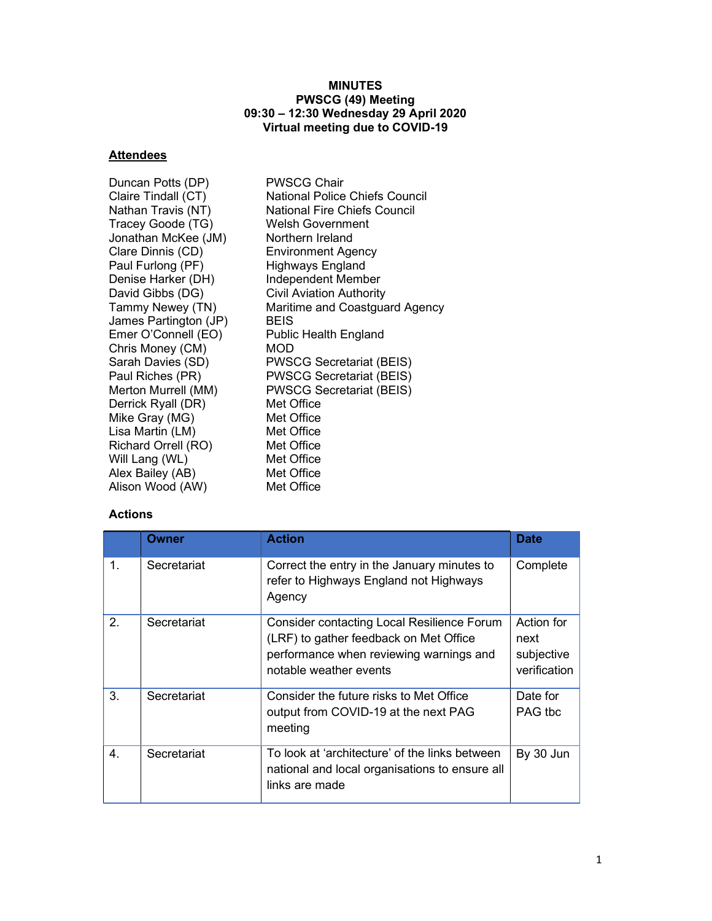# MINUTES
## PWSCG (49) Meeting
## 09:30 – 12:30 Wednesday 29 April 2020
## Virtual meeting due to COVID-19

**Attendees**

| | |
|---|---|
| Duncan Potts (DP) | PWSCG Chair |
| Claire Tindall (CT) | National Police Chiefs Council |
| Nathan Travis (NT) | National Fire Chiefs Council |
| Tracey Goode (TG) | Welsh Government |
| Jonathan McKee (JM) | Northern Ireland |
| Clare Dinnis (CD) | Environment Agency |
| Paul Furlong (PF) | Highways England |
| Denise Harker (DH) | Independent Member |
| David Gibbs (DG) | Civil Aviation Authority |
| Tammy Newey (TN) | Maritime and Coastguard Agency |
| James Partington (JP) | BEIS |
| Emer O'Connell (EO) | Public Health England |
| Chris Money (CM) | MOD |
| Sarah Davies (SD) | PWSCG Secretariat (BEIS) |
| Paul Riches (PR) | PWSCG Secretariat (BEIS) |
| Merton Murrell (MM) | PWSCG Secretariat (BEIS) |
| Derrick Ryall (DR) | Met Office |
| Mike Gray (MG) | Met Office |
| Lisa Martin (LM) | Met Office |
| Richard Orrell (RO) | Met Office |
| Will Lang (WL) | Met Office |
| Alex Bailey (AB) | Met Office |
| Alison Wood (AW) | Met Office |

**Actions**

| | Owner | Action | Date |
|---|---|---|---|
| 1. | Secretariat | Correct the entry in the January minutes to refer to Highways England not Highways Agency | Complete |
| 2. | Secretariat | Consider contacting Local Resilience Forum (LRF) to gather feedback on Met Office performance when reviewing warnings and notable weather events | Action for next subjective verification |
| 3. | Secretariat | Consider the future risks to Met Office output from COVID-19 at the next PAG meeting | Date for PAG tbc |
| 4. | Secretariat | To look at 'architecture' of the links between national and local organisations to ensure all links are made | By 30 Jun |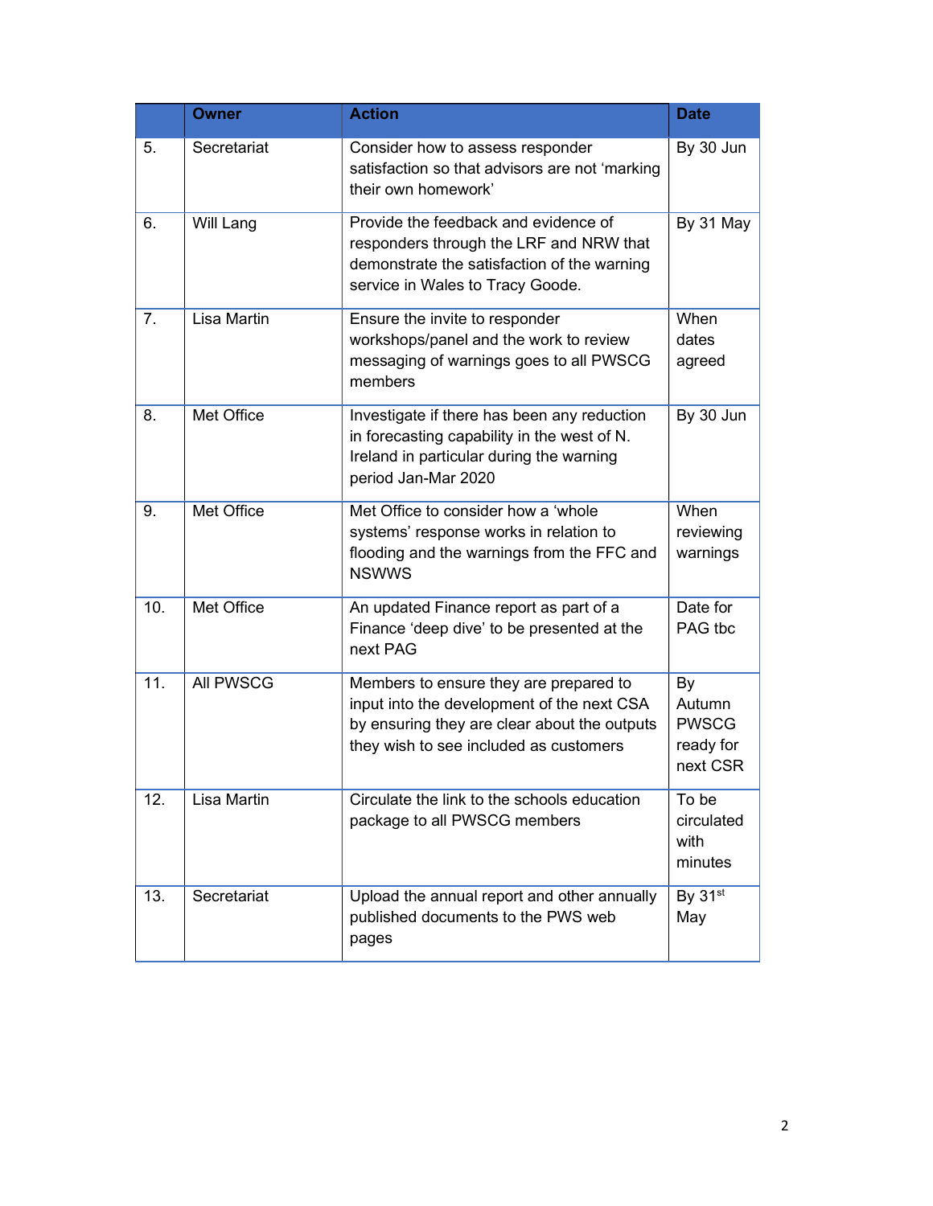| | Owner | Action | Date |
|---|---|---|---|
| 5. | Secretariat | Consider how to assess responder satisfaction so that advisors are not 'marking their own homework' | By 30 Jun |
| 6. | Will Lang | Provide the feedback and evidence of responders through the LRF and NRW that demonstrate the satisfaction of the warning service in Wales to Tracy Goode. | By 31 May |
| 7. | Lisa Martin | Ensure the invite to responder workshops/panel and the work to review messaging of warnings goes to all PWSCG members | When dates agreed |
| 8. | Met Office | Investigate if there has been any reduction in forecasting capability in the west of N. Ireland in particular during the warning period Jan-Mar 2020 | By 30 Jun |
| 9. | Met Office | Met Office to consider how a 'whole systems' response works in relation to flooding and the warnings from the FFC and NSWWS | When reviewing warnings |
| 10. | Met Office | An updated Finance report as part of a Finance 'deep dive' to be presented at the next PAG | Date for PAG tbc |
| 11. | All PWSCG | Members to ensure they are prepared to input into the development of the next CSA by ensuring they are clear about the outputs they wish to see included as customers | By Autumn PWSCG ready for next CSR |
| 12. | Lisa Martin | Circulate the link to the schools education package to all PWSCG members | To be circulated with minutes |
| 13. | Secretariat | Upload the annual report and other annually published documents to the PWS web pages | By 31st May |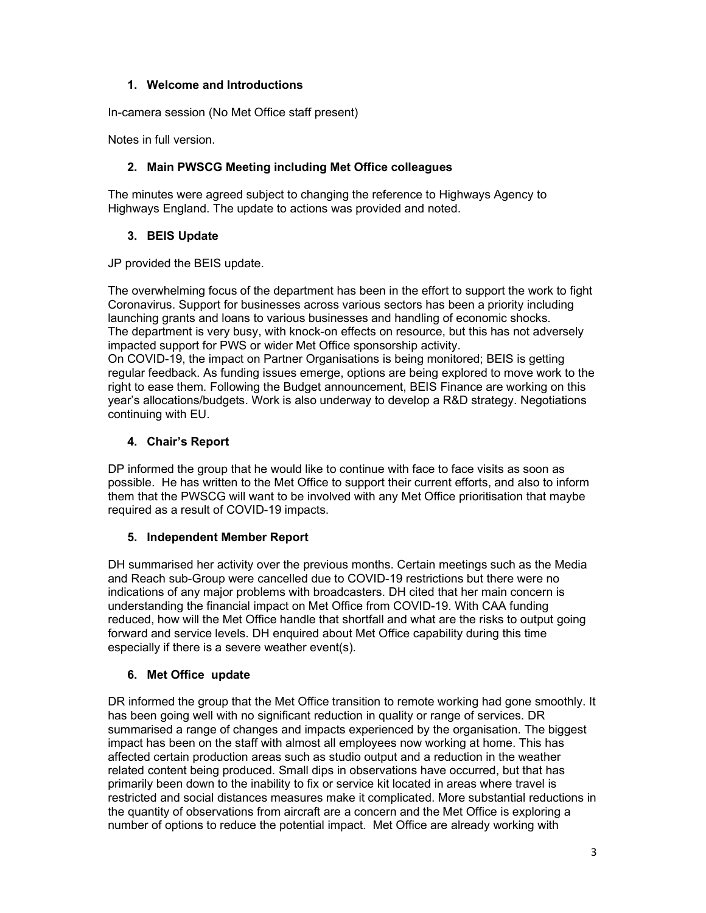1. **Welcome and Introductions**

In-camera session (No Met Office staff present)

Notes in full version.

2. **Main PWSCG Meeting including Met Office colleagues**

The minutes were agreed subject to changing the reference to Highways Agency to Highways England. The update to actions was provided and noted.

3. **BEIS Update**

JP provided the BEIS update.

The overwhelming focus of the department has been in the effort to support the work to fight Coronavirus. Support for businesses across various sectors has been a priority including launching grants and loans to various businesses and handling of economic shocks.
The department is very busy, with knock-on effects on resource, but this has not adversely impacted support for PWS or wider Met Office sponsorship activity.
On COVID-19, the impact on Partner Organisations is being monitored; BEIS is getting regular feedback. As funding issues emerge, options are being explored to move work to the right to ease them. Following the Budget announcement, BEIS Finance are working on this year's allocations/budgets. Work is also underway to develop a R&D strategy. Negotiations continuing with EU.

4. **Chair's Report**

DP informed the group that he would like to continue with face to face visits as soon as possible. He has written to the Met Office to support their current efforts, and also to inform them that the PWSCG will want to be involved with any Met Office prioritisation that maybe required as a result of COVID-19 impacts.

5. **Independent Member Report**

DH summarised her activity over the previous months. Certain meetings such as the Media and Reach sub-Group were cancelled due to COVID-19 restrictions but there were no indications of any major problems with broadcasters. DH cited that her main concern is understanding the financial impact on Met Office from COVID-19. With CAA funding reduced, how will the Met Office handle that shortfall and what are the risks to output going forward and service levels. DH enquired about Met Office capability during this time especially if there is a severe weather event(s).

6. **Met Office update**

DR informed the group that the Met Office transition to remote working had gone smoothly. It has been going well with no significant reduction in quality or range of services. DR summarised a range of changes and impacts experienced by the organisation. The biggest impact has been on the staff with almost all employees now working at home. This has affected certain production areas such as studio output and a reduction in the weather related content being produced. Small dips in observations have occurred, but that has primarily been down to the inability to fix or service kit located in areas where travel is restricted and social distances measures make it complicated. More substantial reductions in the quantity of observations from aircraft are a concern and the Met Office is exploring a number of options to reduce the potential impact. Met Office are already working with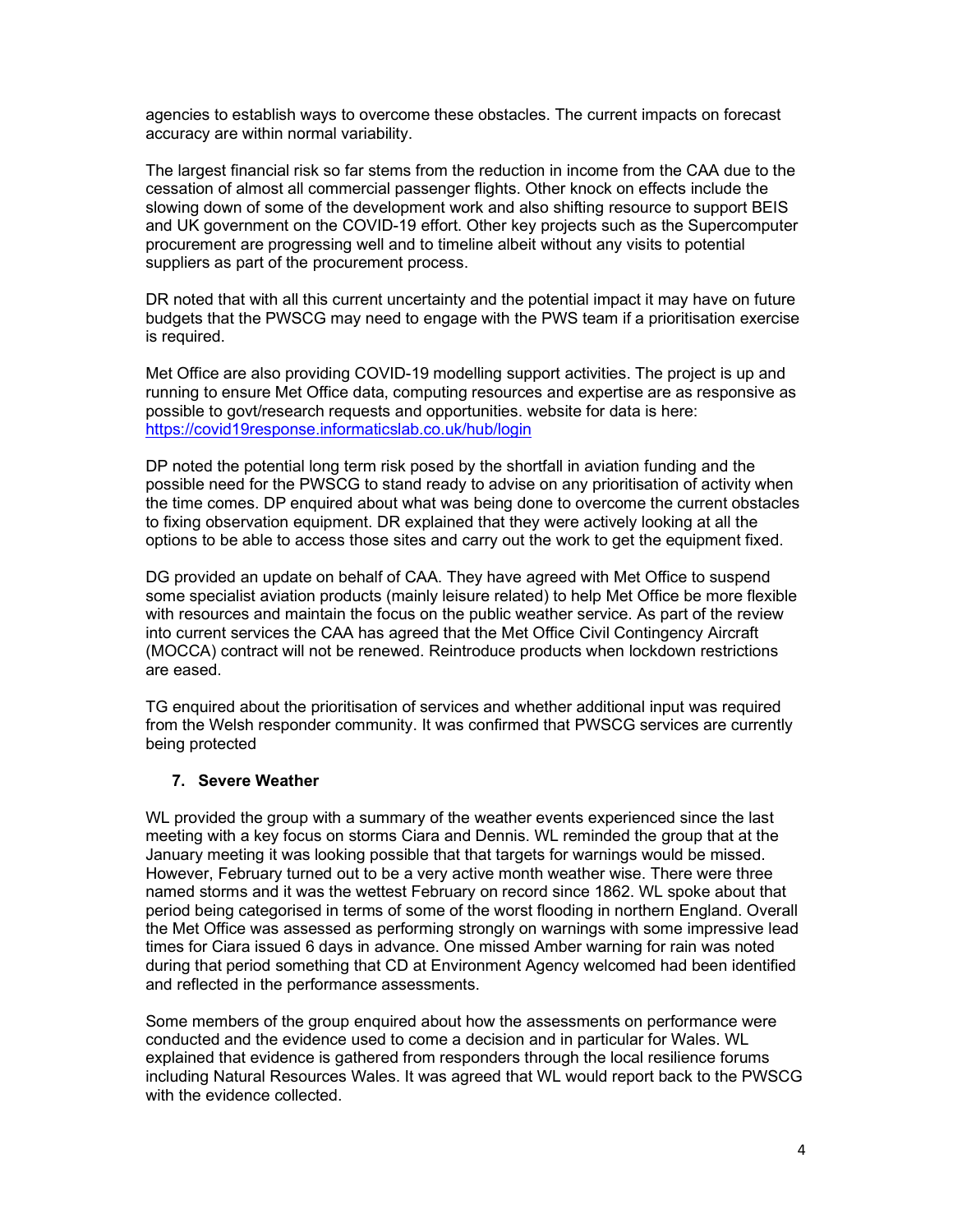agencies to establish ways to overcome these obstacles. The current impacts on forecast accuracy are within normal variability.

The largest financial risk so far stems from the reduction in income from the CAA due to the cessation of almost all commercial passenger flights. Other knock on effects include the slowing down of some of the development work and also shifting resource to support BEIS and UK government on the COVID-19 effort. Other key projects such as the Supercomputer procurement are progressing well and to timeline albeit without any visits to potential suppliers as part of the procurement process.

DR noted that with all this current uncertainty and the potential impact it may have on future budgets that the PWSCG may need to engage with the PWS team if a prioritisation exercise is required.

Met Office are also providing COVID-19 modelling support activities. The project is up and running to ensure Met Office data, computing resources and expertise are as responsive as possible to govt/research requests and opportunities. website for data is here: [https://covid19response.informaticslab.co.uk/hub/login](https://covid19response.informaticslab.co.uk/hub/login)

DP noted the potential long term risk posed by the shortfall in aviation funding and the possible need for the PWSCG to stand ready to advise on any prioritisation of activity when the time comes. DP enquired about what was being done to overcome the current obstacles to fixing observation equipment. DR explained that they were actively looking at all the options to be able to access those sites and carry out the work to get the equipment fixed.

DG provided an update on behalf of CAA. They have agreed with Met Office to suspend some specialist aviation products (mainly leisure related) to help Met Office be more flexible with resources and maintain the focus on the public weather service. As part of the review into current services the CAA has agreed that the Met Office Civil Contingency Aircraft (MOCCA) contract will not be renewed. Reintroduce products when lockdown restrictions are eased.

TG enquired about the prioritisation of services and whether additional input was required from the Welsh responder community. It was confirmed that PWSCG services are currently being protected

## 7. Severe Weather

WL provided the group with a summary of the weather events experienced since the last meeting with a key focus on storms Ciara and Dennis. WL reminded the group that at the January meeting it was looking possible that that targets for warnings would be missed. However, February turned out to be a very active month weather wise. There were three named storms and it was the wettest February on record since 1862. WL spoke about that period being categorised in terms of some of the worst flooding in northern England. Overall the Met Office was assessed as performing strongly on warnings with some impressive lead times for Ciara issued 6 days in advance. One missed Amber warning for rain was noted during that period something that CD at Environment Agency welcomed had been identified and reflected in the performance assessments.

Some members of the group enquired about how the assessments on performance were conducted and the evidence used to come a decision and in particular for Wales. WL explained that evidence is gathered from responders through the local resilience forums including Natural Resources Wales. It was agreed that WL would report back to the PWSCG with the evidence collected.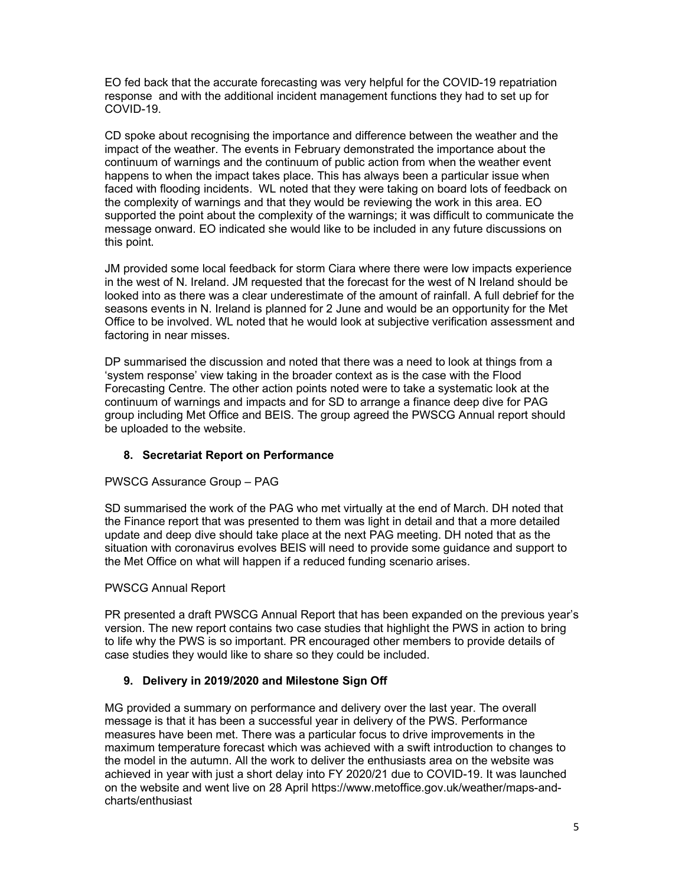EO fed back that the accurate forecasting was very helpful for the COVID-19 repatriation response and with the additional incident management functions they had to set up for COVID-19.

CD spoke about recognising the importance and difference between the weather and the impact of the weather. The events in February demonstrated the importance about the continuum of warnings and the continuum of public action from when the weather event happens to when the impact takes place. This has always been a particular issue when faced with flooding incidents. WL noted that they were taking on board lots of feedback on the complexity of warnings and that they would be reviewing the work in this area. EO supported the point about the complexity of the warnings; it was difficult to communicate the message onward. EO indicated she would like to be included in any future discussions on this point.

JM provided some local feedback for storm Ciara where there were low impacts experience in the west of N. Ireland. JM requested that the forecast for the west of N Ireland should be looked into as there was a clear underestimate of the amount of rainfall. A full debrief for the seasons events in N. Ireland is planned for 2 June and would be an opportunity for the Met Office to be involved. WL noted that he would look at subjective verification assessment and factoring in near misses.

DP summarised the discussion and noted that there was a need to look at things from a 'system response' view taking in the broader context as is the case with the Flood Forecasting Centre. The other action points noted were to take a systematic look at the continuum of warnings and impacts and for SD to arrange a finance deep dive for PAG group including Met Office and BEIS. The group agreed the PWSCG Annual report should be uploaded to the website.

## 8. Secretariat Report on Performance

PWSCG Assurance Group – PAG

SD summarised the work of the PAG who met virtually at the end of March. DH noted that the Finance report that was presented to them was light in detail and that a more detailed update and deep dive should take place at the next PAG meeting. DH noted that as the situation with coronavirus evolves BEIS will need to provide some guidance and support to the Met Office on what will happen if a reduced funding scenario arises.

PWSCG Annual Report

PR presented a draft PWSCG Annual Report that has been expanded on the previous year's version. The new report contains two case studies that highlight the PWS in action to bring to life why the PWS is so important. PR encouraged other members to provide details of case studies they would like to share so they could be included.

## 9. Delivery in 2019/2020 and Milestone Sign Off

MG provided a summary on performance and delivery over the last year. The overall message is that it has been a successful year in delivery of the PWS. Performance measures have been met. There was a particular focus to drive improvements in the maximum temperature forecast which was achieved with a swift introduction to changes to the model in the autumn. All the work to deliver the enthusiasts area on the website was achieved in year with just a short delay into FY 2020/21 due to COVID-19. It was launched on the website and went live on 28 April https://www.metoffice.gov.uk/weather/maps-and-charts/enthusiast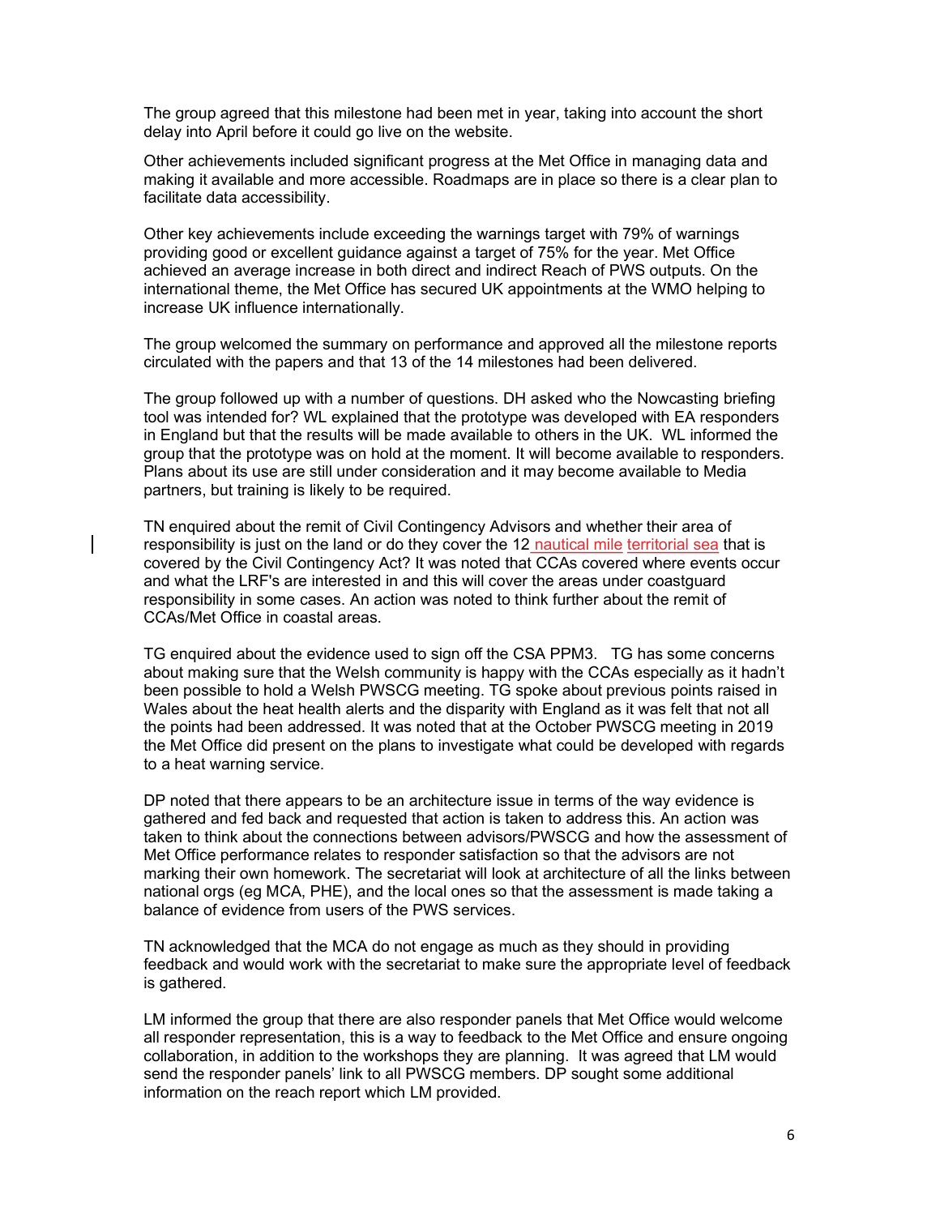The group agreed that this milestone had been met in year, taking into account the short delay into April before it could go live on the website.

Other achievements included significant progress at the Met Office in managing data and making it available and more accessible. Roadmaps are in place so there is a clear plan to facilitate data accessibility.

Other key achievements include exceeding the warnings target with 79% of warnings providing good or excellent guidance against a target of 75% for the year. Met Office achieved an average increase in both direct and indirect Reach of PWS outputs. On the international theme, the Met Office has secured UK appointments at the WMO helping to increase UK influence internationally.

The group welcomed the summary on performance and approved all the milestone reports circulated with the papers and that 13 of the 14 milestones had been delivered.

The group followed up with a number of questions. DH asked who the Nowcasting briefing tool was intended for? WL explained that the prototype was developed with EA responders in England but that the results will be made available to others in the UK. WL informed the group that the prototype was on hold at the moment. It will become available to responders. Plans about its use are still under consideration and it may become available to Media partners, but training is likely to be required.

TN enquired about the remit of Civil Contingency Advisors and whether their area of responsibility is just on the land or do they cover the 12 nautical mile territorial sea that is covered by the Civil Contingency Act? It was noted that CCAs covered where events occur and what the LRF's are interested in and this will cover the areas under coastguard responsibility in some cases. An action was noted to think further about the remit of CCAs/Met Office in coastal areas.

TG enquired about the evidence used to sign off the CSA PPM3. TG has some concerns about making sure that the Welsh community is happy with the CCAs especially as it hadn't been possible to hold a Welsh PWSCG meeting. TG spoke about previous points raised in Wales about the heat health alerts and the disparity with England as it was felt that not all the points had been addressed. It was noted that at the October PWSCG meeting in 2019 the Met Office did present on the plans to investigate what could be developed with regards to a heat warning service.

DP noted that there appears to be an architecture issue in terms of the way evidence is gathered and fed back and requested that action is taken to address this. An action was taken to think about the connections between advisors/PWSCG and how the assessment of Met Office performance relates to responder satisfaction so that the advisors are not marking their own homework. The secretariat will look at architecture of all the links between national orgs (eg MCA, PHE), and the local ones so that the assessment is made taking a balance of evidence from users of the PWS services.

TN acknowledged that the MCA do not engage as much as they should in providing feedback and would work with the secretariat to make sure the appropriate level of feedback is gathered.

LM informed the group that there are also responder panels that Met Office would welcome all responder representation, this is a way to feedback to the Met Office and ensure ongoing collaboration, in addition to the workshops they are planning. It was agreed that LM would send the responder panels' link to all PWSCG members. DP sought some additional information on the reach report which LM provided.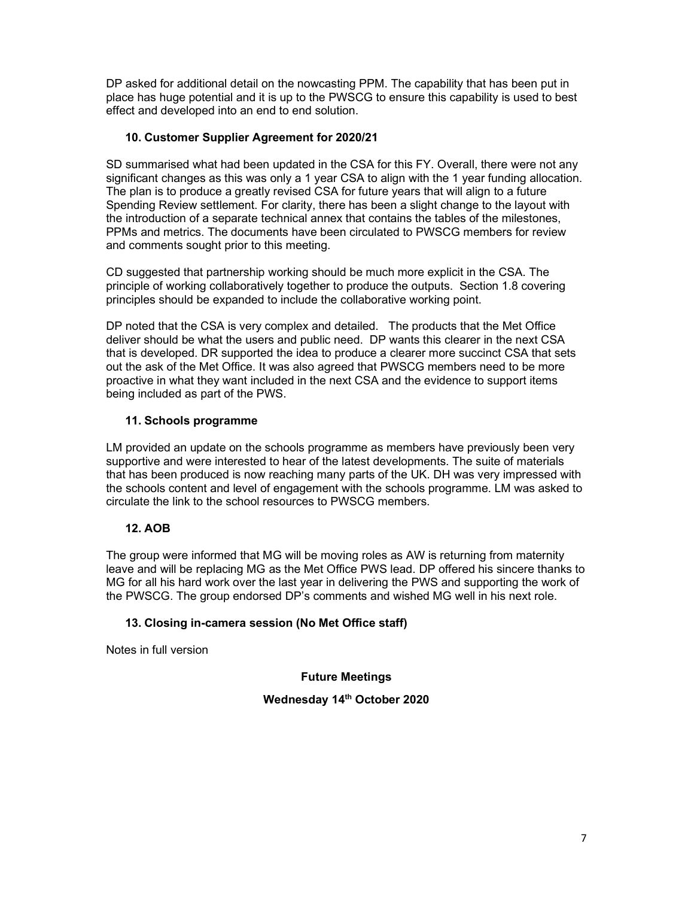DP asked for additional detail on the nowcasting PPM. The capability that has been put in place has huge potential and it is up to the PWSCG to ensure this capability is used to best effect and developed into an end to end solution.

### 10. Customer Supplier Agreement for 2020/21

SD summarised what had been updated in the CSA for this FY. Overall, there were not any significant changes as this was only a 1 year CSA to align with the 1 year funding allocation. The plan is to produce a greatly revised CSA for future years that will align to a future Spending Review settlement. For clarity, there has been a slight change to the layout with the introduction of a separate technical annex that contains the tables of the milestones, PPMs and metrics. The documents have been circulated to PWSCG members for review and comments sought prior to this meeting.

CD suggested that partnership working should be much more explicit in the CSA. The principle of working collaboratively together to produce the outputs. Section 1.8 covering principles should be expanded to include the collaborative working point.

DP noted that the CSA is very complex and detailed. The products that the Met Office deliver should be what the users and public need. DP wants this clearer in the next CSA that is developed. DR supported the idea to produce a clearer more succinct CSA that sets out the ask of the Met Office. It was also agreed that PWSCG members need to be more proactive in what they want included in the next CSA and the evidence to support items being included as part of the PWS.

### 11. Schools programme

LM provided an update on the schools programme as members have previously been very supportive and were interested to hear of the latest developments. The suite of materials that has been produced is now reaching many parts of the UK. DH was very impressed with the schools content and level of engagement with the schools programme. LM was asked to circulate the link to the school resources to PWSCG members.

### 12. AOB

The group were informed that MG will be moving roles as AW is returning from maternity leave and will be replacing MG as the Met Office PWS lead. DP offered his sincere thanks to MG for all his hard work over the last year in delivering the PWS and supporting the work of the PWSCG. The group endorsed DP's comments and wished MG well in his next role.

### 13. Closing in-camera session (No Met Office staff)

Notes in full version

**Future Meetings**

**Wednesday 14th October 2020**